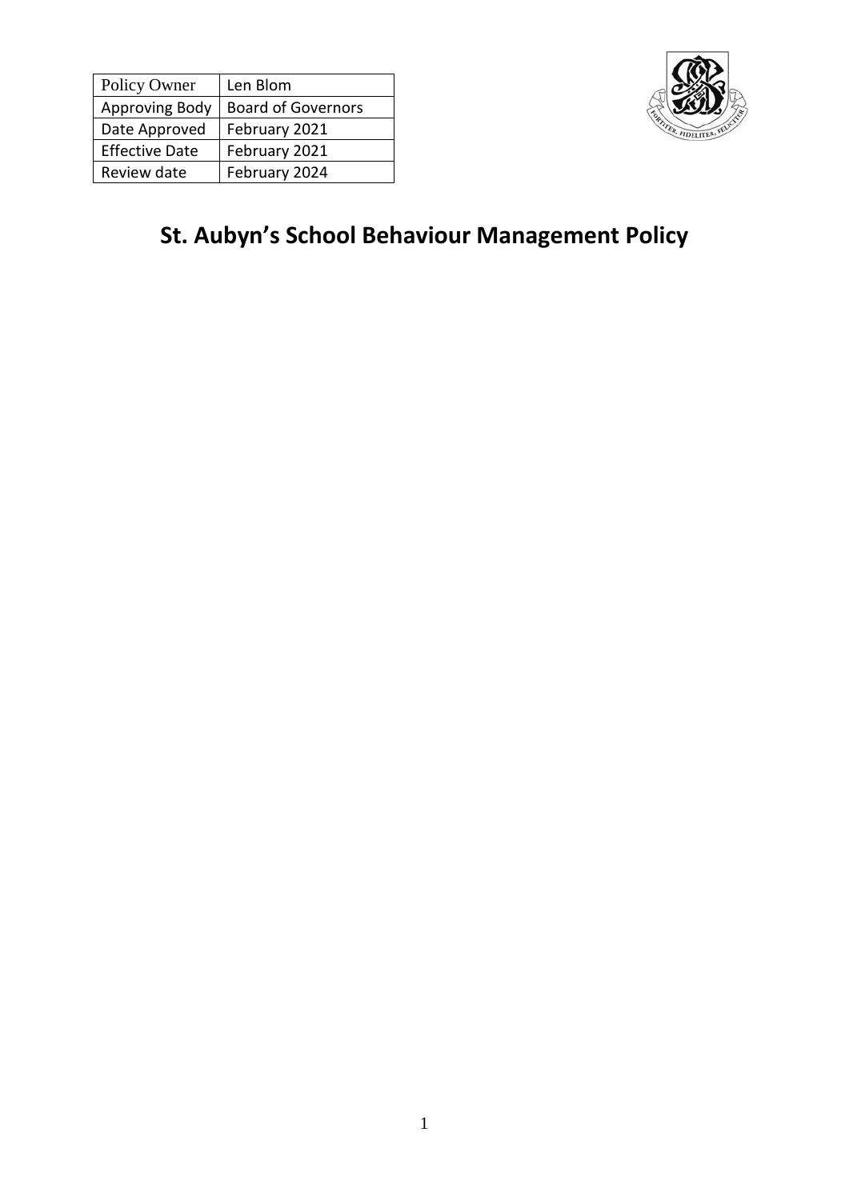| Policy Owner | Len Blom |
| --- | --- |
| Approving Body | Board of Governors |
| Date Approved | February 2021 |
| Effective Date | February 2021 |
| Review date | February 2024 |

# St. Aubyn's School Behaviour Management Policy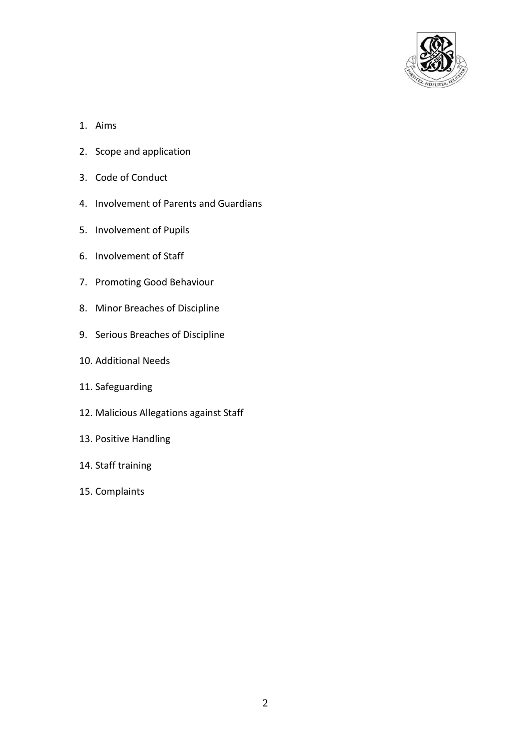1. Aims
2. Scope and application
3. Code of Conduct
4. Involvement of Parents and Guardians
5. Involvement of Pupils
6. Involvement of Staff
7. Promoting Good Behaviour
8. Minor Breaches of Discipline
9. Serious Breaches of Discipline
10. Additional Needs
11. Safeguarding
12. Malicious Allegations against Staff
13. Positive Handling
14. Staff training
15. Complaints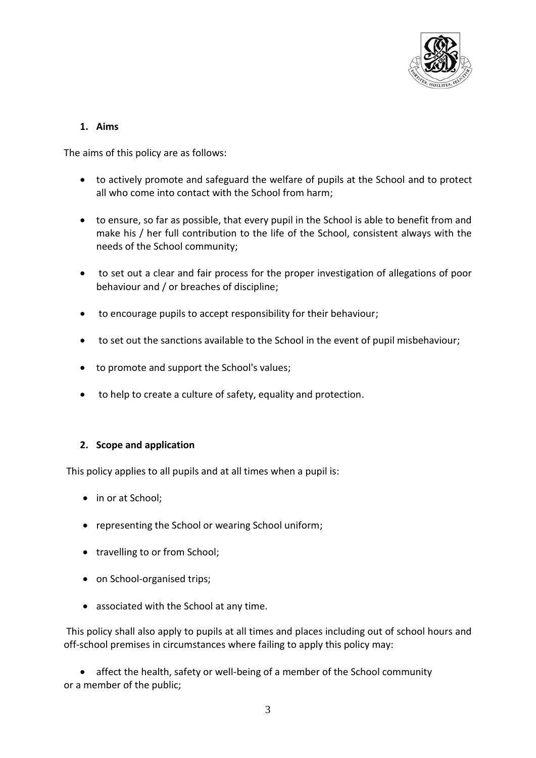## 1. Aims

The aims of this policy are as follows:

- to actively promote and safeguard the welfare of pupils at the School and to protect all who come into contact with the School from harm;
- to ensure, so far as possible, that every pupil in the School is able to benefit from and make his / her full contribution to the life of the School, consistent always with the needs of the School community;
- to set out a clear and fair process for the proper investigation of allegations of poor behaviour and / or breaches of discipline;
- to encourage pupils to accept responsibility for their behaviour;
- to set out the sanctions available to the School in the event of pupil misbehaviour;
- to promote and support the School's values;
- to help to create a culture of safety, equality and protection.

## 2. Scope and application

This policy applies to all pupils and at all times when a pupil is:

- in or at School;
- representing the School or wearing School uniform;
- travelling to or from School;
- on School-organised trips;
- associated with the School at any time.

This policy shall also apply to pupils at all times and places including out of school hours and off-school premises in circumstances where failing to apply this policy may:

- affect the health, safety or well-being of a member of the School community or a member of the public;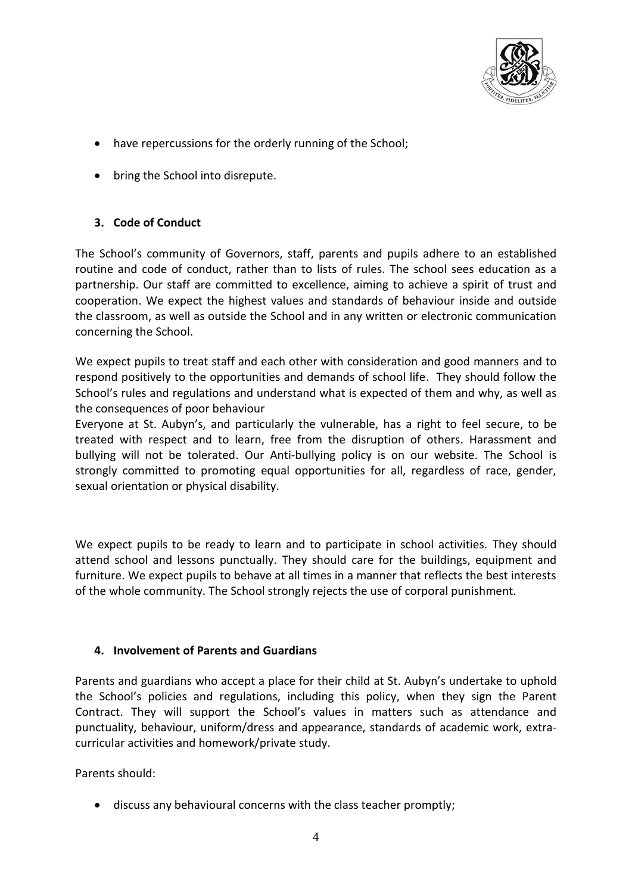- have repercussions for the orderly running of the School;
- bring the School into disrepute.

### 3. Code of Conduct

The School's community of Governors, staff, parents and pupils adhere to an established routine and code of conduct, rather than to lists of rules. The school sees education as a partnership. Our staff are committed to excellence, aiming to achieve a spirit of trust and cooperation. We expect the highest values and standards of behaviour inside and outside the classroom, as well as outside the School and in any written or electronic communication concerning the School.

We expect pupils to treat staff and each other with consideration and good manners and to respond positively to the opportunities and demands of school life. They should follow the School's rules and regulations and understand what is expected of them and why, as well as the consequences of poor behaviour

Everyone at St. Aubyn's, and particularly the vulnerable, has a right to feel secure, to be treated with respect and to learn, free from the disruption of others. Harassment and bullying will not be tolerated. Our Anti-bullying policy is on our website. The School is strongly committed to promoting equal opportunities for all, regardless of race, gender, sexual orientation or physical disability.

We expect pupils to be ready to learn and to participate in school activities. They should attend school and lessons punctually. They should care for the buildings, equipment and furniture. We expect pupils to behave at all times in a manner that reflects the best interests of the whole community. The School strongly rejects the use of corporal punishment.

### 4. Involvement of Parents and Guardians

Parents and guardians who accept a place for their child at St. Aubyn's undertake to uphold the School's policies and regulations, including this policy, when they sign the Parent Contract. They will support the School's values in matters such as attendance and punctuality, behaviour, uniform/dress and appearance, standards of academic work, extra-curricular activities and homework/private study.

Parents should:

- discuss any behavioural concerns with the class teacher promptly;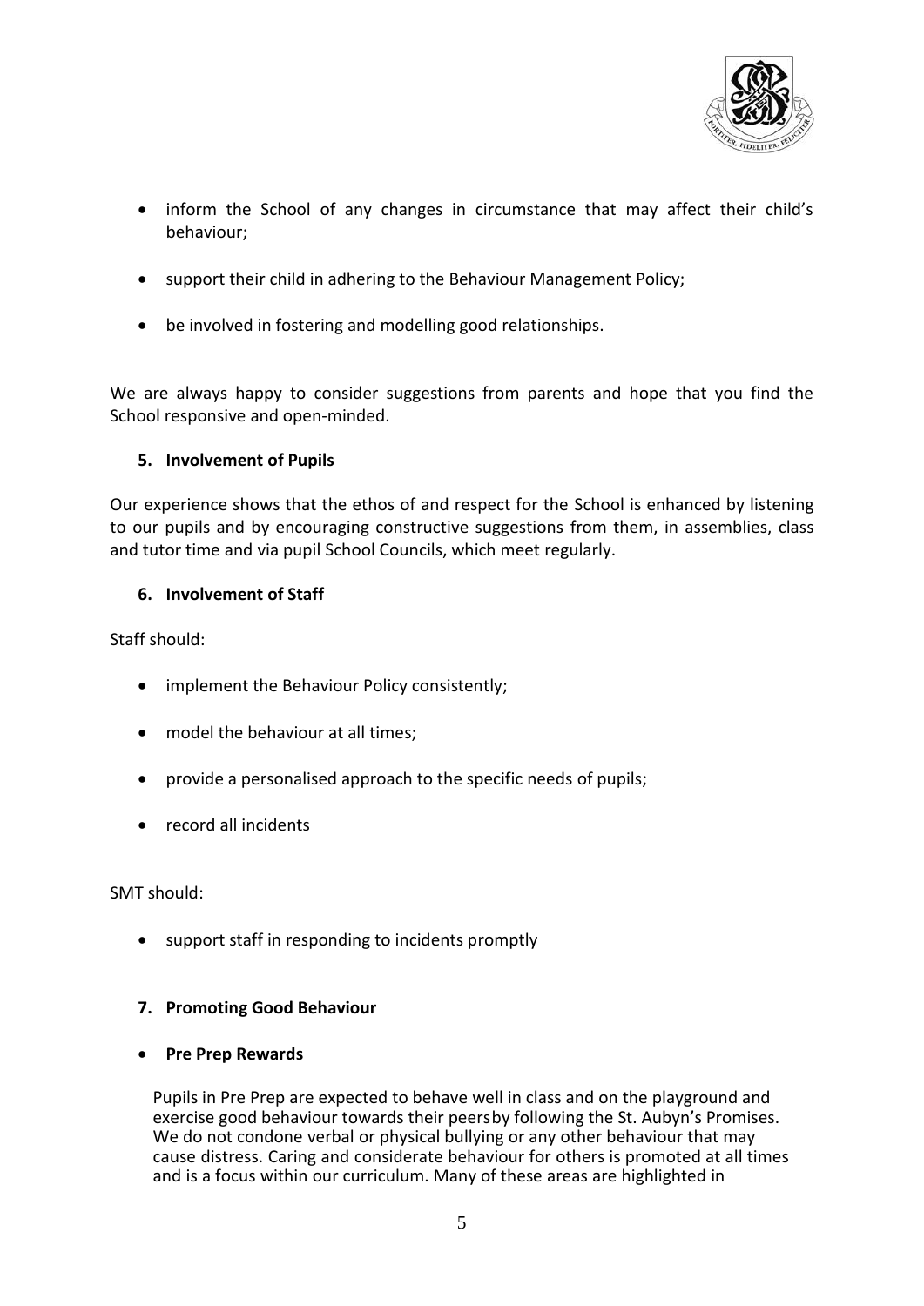- inform the School of any changes in circumstance that may affect their child's behaviour;
- support their child in adhering to the Behaviour Management Policy;
- be involved in fostering and modelling good relationships.

We are always happy to consider suggestions from parents and hope that you find the School responsive and open-minded.

### 5. Involvement of Pupils

Our experience shows that the ethos of and respect for the School is enhanced by listening to our pupils and by encouraging constructive suggestions from them, in assemblies, class and tutor time and via pupil School Councils, which meet regularly.

### 6. Involvement of Staff

Staff should:

- implement the Behaviour Policy consistently;
- model the behaviour at all times;
- provide a personalised approach to the specific needs of pupils;
- record all incidents

SMT should:

- support staff in responding to incidents promptly

### 7. Promoting Good Behaviour

- **Pre Prep Rewards**

  Pupils in Pre Prep are expected to behave well in class and on the playground and exercise good behaviour towards their peersby following the St. Aubyn's Promises. We do not condone verbal or physical bullying or any other behaviour that may cause distress. Caring and considerate behaviour for others is promoted at all times and is a focus within our curriculum. Many of these areas are highlighted in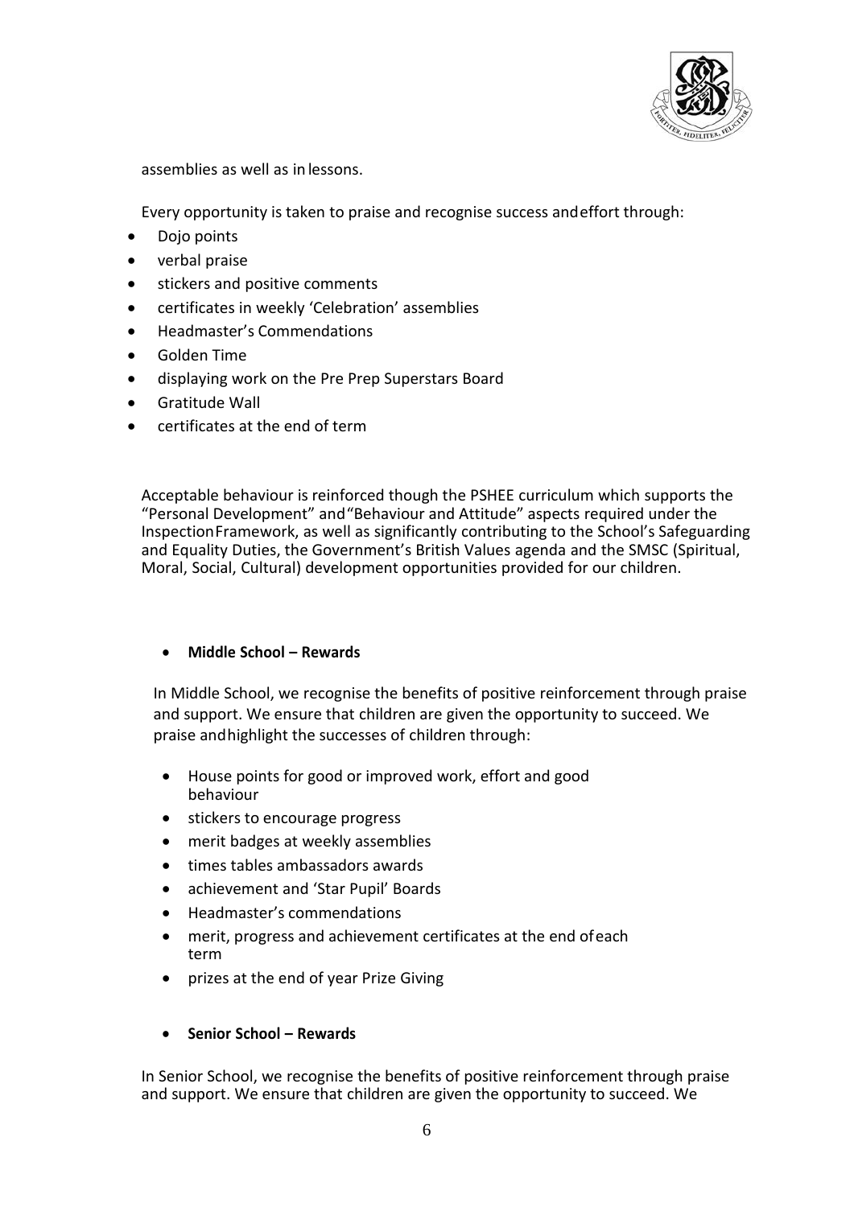assemblies as well as in lessons.

Every opportunity is taken to praise and recognise success and effort through:

- Dojo points
- verbal praise
- stickers and positive comments
- certificates in weekly 'Celebration' assemblies
- Headmaster's Commendations
- Golden Time
- displaying work on the Pre Prep Superstars Board
- Gratitude Wall
- certificates at the end of term

Acceptable behaviour is reinforced though the PSHEE curriculum which supports the "Personal Development" and "Behaviour and Attitude" aspects required under the Inspection Framework, as well as significantly contributing to the School's Safeguarding and Equality Duties, the Government's British Values agenda and the SMSC (Spiritual, Moral, Social, Cultural) development opportunities provided for our children.

- **Middle School – Rewards**

In Middle School, we recognise the benefits of positive reinforcement through praise and support. We ensure that children are given the opportunity to succeed. We praise and highlight the successes of children through:

- House points for good or improved work, effort and good behaviour
- stickers to encourage progress
- merit badges at weekly assemblies
- times tables ambassadors awards
- achievement and 'Star Pupil' Boards
- Headmaster's commendations
- merit, progress and achievement certificates at the end of each term
- prizes at the end of year Prize Giving

- **Senior School – Rewards**

In Senior School, we recognise the benefits of positive reinforcement through praise and support. We ensure that children are given the opportunity to succeed. We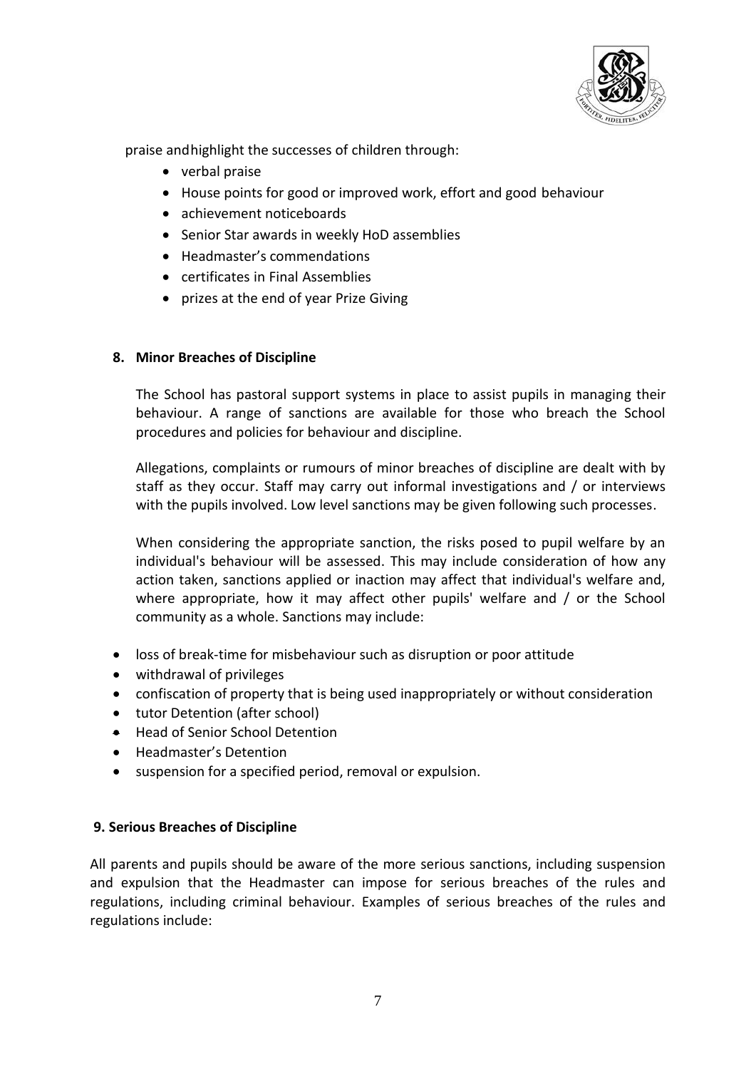praise and highlight the successes of children through:

- verbal praise
- House points for good or improved work, effort and good behaviour
- achievement noticeboards
- Senior Star awards in weekly HoD assemblies
- Headmaster's commendations
- certificates in Final Assemblies
- prizes at the end of year Prize Giving

## 8. Minor Breaches of Discipline

The School has pastoral support systems in place to assist pupils in managing their behaviour. A range of sanctions are available for those who breach the School procedures and policies for behaviour and discipline.

Allegations, complaints or rumours of minor breaches of discipline are dealt with by staff as they occur. Staff may carry out informal investigations and / or interviews with the pupils involved. Low level sanctions may be given following such processes.

When considering the appropriate sanction, the risks posed to pupil welfare by an individual's behaviour will be assessed. This may include consideration of how any action taken, sanctions applied or inaction may affect that individual's welfare and, where appropriate, how it may affect other pupils' welfare and / or the School community as a whole. Sanctions may include:

- loss of break-time for misbehaviour such as disruption or poor attitude
- withdrawal of privileges
- confiscation of property that is being used inappropriately or without consideration
- tutor Detention (after school)
- Head of Senior School Detention
- Headmaster's Detention
- suspension for a specified period, removal or expulsion.

## 9. Serious Breaches of Discipline

All parents and pupils should be aware of the more serious sanctions, including suspension and expulsion that the Headmaster can impose for serious breaches of the rules and regulations, including criminal behaviour. Examples of serious breaches of the rules and regulations include: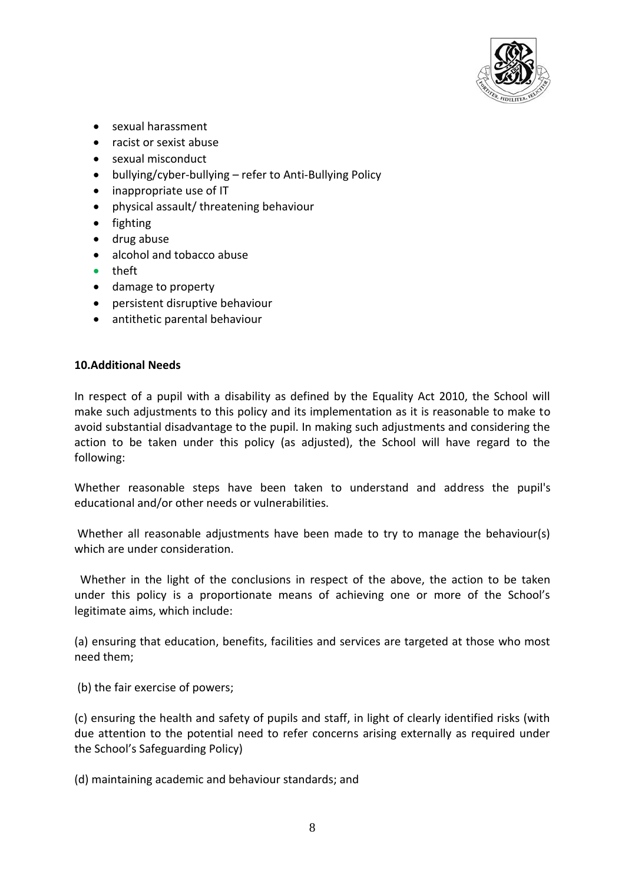- sexual harassment
- racist or sexist abuse
- sexual misconduct
- bullying/cyber-bullying – refer to Anti-Bullying Policy
- inappropriate use of IT
- physical assault/ threatening behaviour
- fighting
- drug abuse
- alcohol and tobacco abuse
- theft
- damage to property
- persistent disruptive behaviour
- antithetic parental behaviour

**10.Additional Needs**

In respect of a pupil with a disability as defined by the Equality Act 2010, the School will make such adjustments to this policy and its implementation as it is reasonable to make to avoid substantial disadvantage to the pupil. In making such adjustments and considering the action to be taken under this policy (as adjusted), the School will have regard to the following:

Whether reasonable steps have been taken to understand and address the pupil's educational and/or other needs or vulnerabilities.

Whether all reasonable adjustments have been made to try to manage the behaviour(s) which are under consideration.

Whether in the light of the conclusions in respect of the above, the action to be taken under this policy is a proportionate means of achieving one or more of the School's legitimate aims, which include:

(a) ensuring that education, benefits, facilities and services are targeted at those who most need them;

(b) the fair exercise of powers;

(c) ensuring the health and safety of pupils and staff, in light of clearly identified risks (with due attention to the potential need to refer concerns arising externally as required under the School's Safeguarding Policy)

(d) maintaining academic and behaviour standards; and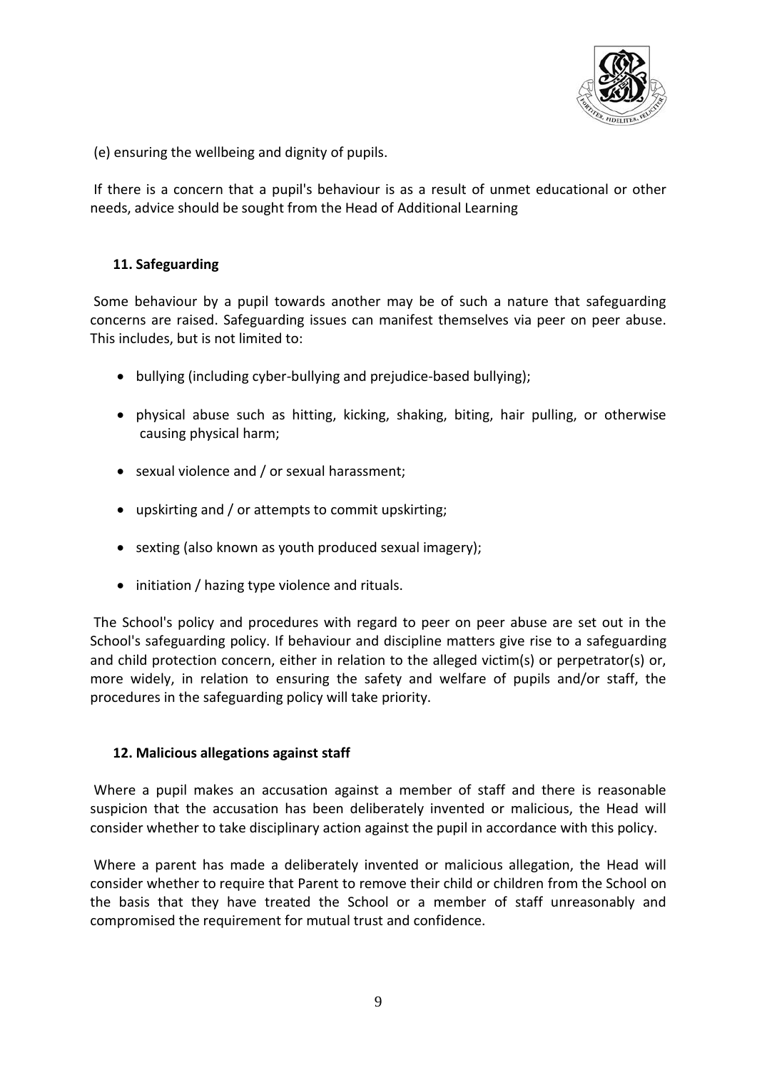(e) ensuring the wellbeing and dignity of pupils.

If there is a concern that a pupil's behaviour is as a result of unmet educational or other needs, advice should be sought from the Head of Additional Learning

## 11. Safeguarding

Some behaviour by a pupil towards another may be of such a nature that safeguarding concerns are raised. Safeguarding issues can manifest themselves via peer on peer abuse. This includes, but is not limited to:

- bullying (including cyber-bullying and prejudice-based bullying);
- physical abuse such as hitting, kicking, shaking, biting, hair pulling, or otherwise causing physical harm;
- sexual violence and / or sexual harassment;
- upskirting and / or attempts to commit upskirting;
- sexting (also known as youth produced sexual imagery);
- initiation / hazing type violence and rituals.

The School's policy and procedures with regard to peer on peer abuse are set out in the School's safeguarding policy. If behaviour and discipline matters give rise to a safeguarding and child protection concern, either in relation to the alleged victim(s) or perpetrator(s) or, more widely, in relation to ensuring the safety and welfare of pupils and/or staff, the procedures in the safeguarding policy will take priority.

## 12. Malicious allegations against staff

Where a pupil makes an accusation against a member of staff and there is reasonable suspicion that the accusation has been deliberately invented or malicious, the Head will consider whether to take disciplinary action against the pupil in accordance with this policy.

Where a parent has made a deliberately invented or malicious allegation, the Head will consider whether to require that Parent to remove their child or children from the School on the basis that they have treated the School or a member of staff unreasonably and compromised the requirement for mutual trust and confidence.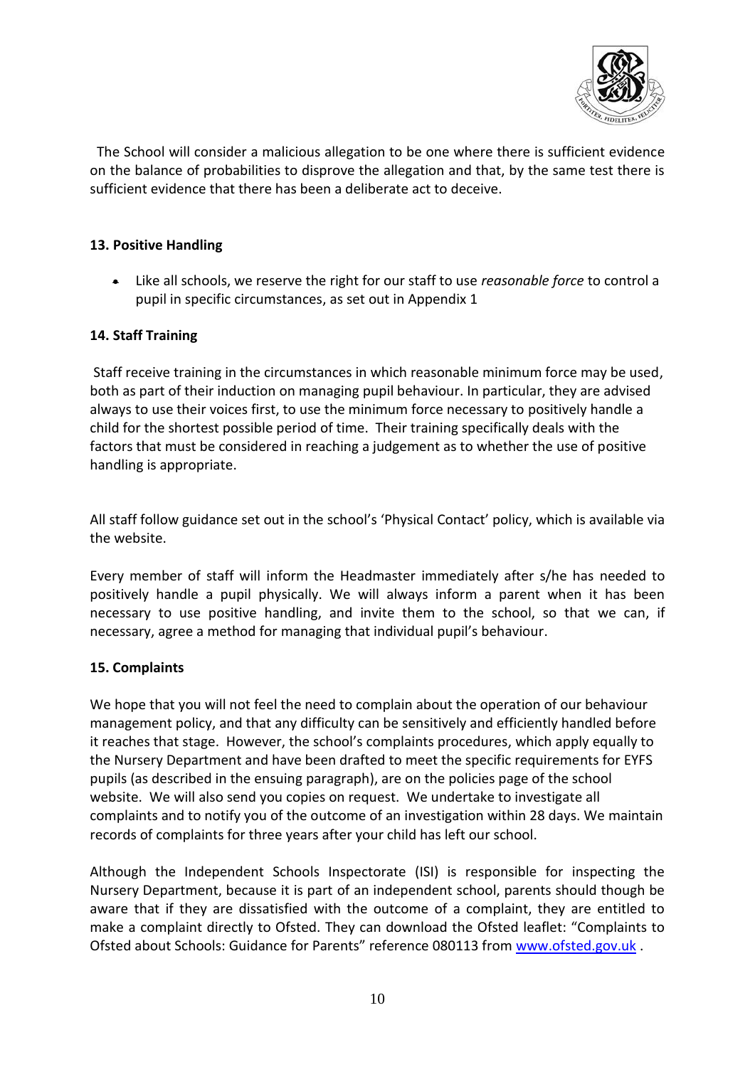The School will consider a malicious allegation to be one where there is sufficient evidence on the balance of probabilities to disprove the allegation and that, by the same test there is sufficient evidence that there has been a deliberate act to deceive.

## 13. Positive Handling

- Like all schools, we reserve the right for our staff to use *reasonable force* to control a pupil in specific circumstances, as set out in Appendix 1

## 14. Staff Training

Staff receive training in the circumstances in which reasonable minimum force may be used, both as part of their induction on managing pupil behaviour. In particular, they are advised always to use their voices first, to use the minimum force necessary to positively handle a child for the shortest possible period of time. Their training specifically deals with the factors that must be considered in reaching a judgement as to whether the use of positive handling is appropriate.

All staff follow guidance set out in the school's 'Physical Contact' policy, which is available via the website.

Every member of staff will inform the Headmaster immediately after s/he has needed to positively handle a pupil physically. We will always inform a parent when it has been necessary to use positive handling, and invite them to the school, so that we can, if necessary, agree a method for managing that individual pupil's behaviour.

## 15. Complaints

We hope that you will not feel the need to complain about the operation of our behaviour management policy, and that any difficulty can be sensitively and efficiently handled before it reaches that stage. However, the school's complaints procedures, which apply equally to the Nursery Department and have been drafted to meet the specific requirements for EYFS pupils (as described in the ensuing paragraph), are on the policies page of the school website. We will also send you copies on request. We undertake to investigate all complaints and to notify you of the outcome of an investigation within 28 days. We maintain records of complaints for three years after your child has left our school.

Although the Independent Schools Inspectorate (ISI) is responsible for inspecting the Nursery Department, because it is part of an independent school, parents should though be aware that if they are dissatisfied with the outcome of a complaint, they are entitled to make a complaint directly to Ofsted. They can download the Ofsted leaflet: "Complaints to Ofsted about Schools: Guidance for Parents" reference 080113 from [www.ofsted.gov.uk](http://www.ofsted.gov.uk) .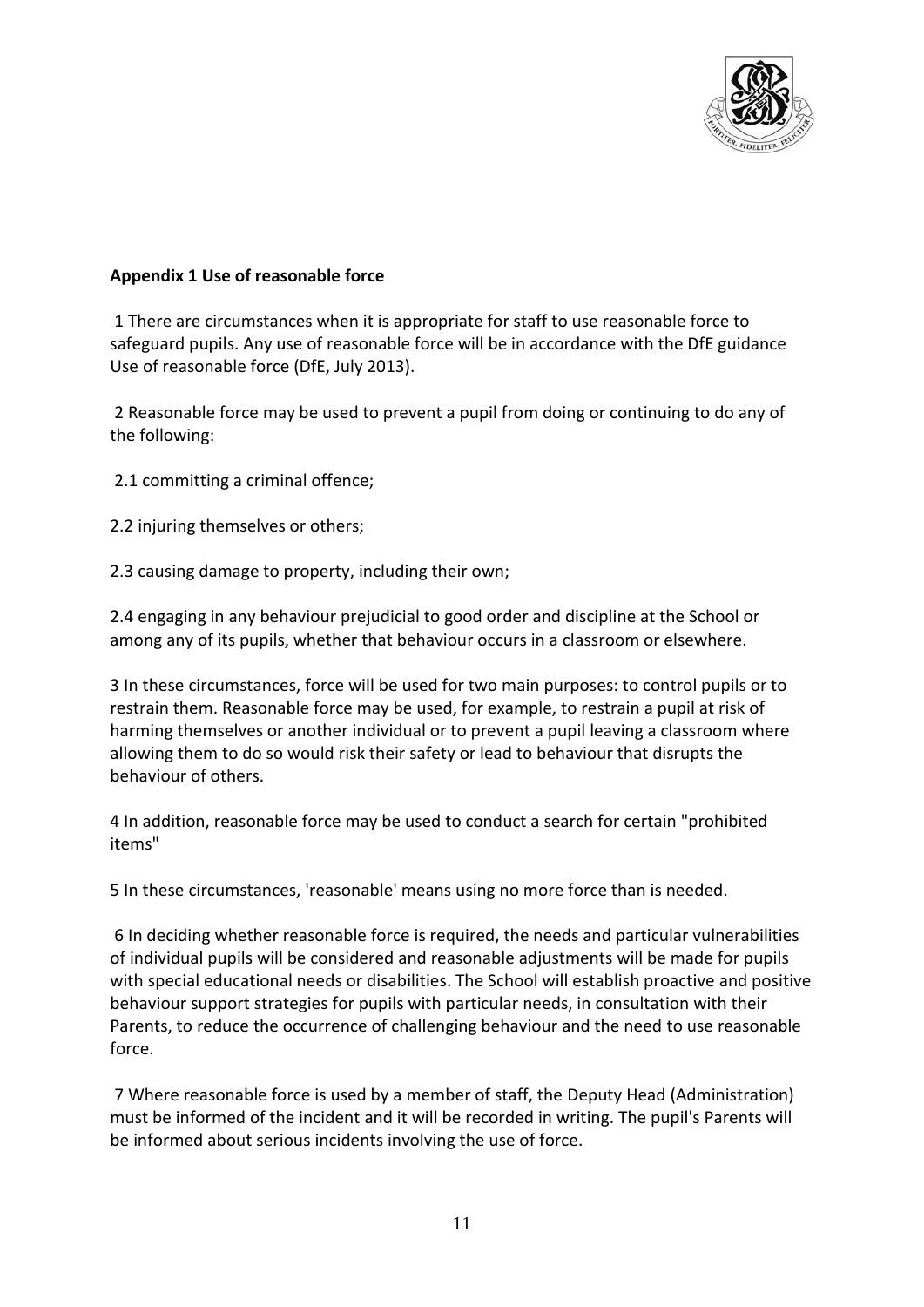**Appendix 1 Use of reasonable force**

1 There are circumstances when it is appropriate for staff to use reasonable force to safeguard pupils. Any use of reasonable force will be in accordance with the DfE guidance Use of reasonable force (DfE, July 2013).

2 Reasonable force may be used to prevent a pupil from doing or continuing to do any of the following:

2.1 committing a criminal offence;

2.2 injuring themselves or others;

2.3 causing damage to property, including their own;

2.4 engaging in any behaviour prejudicial to good order and discipline at the School or among any of its pupils, whether that behaviour occurs in a classroom or elsewhere.

3 In these circumstances, force will be used for two main purposes: to control pupils or to restrain them. Reasonable force may be used, for example, to restrain a pupil at risk of harming themselves or another individual or to prevent a pupil leaving a classroom where allowing them to do so would risk their safety or lead to behaviour that disrupts the behaviour of others.

4 In addition, reasonable force may be used to conduct a search for certain "prohibited items"

5 In these circumstances, 'reasonable' means using no more force than is needed.

6 In deciding whether reasonable force is required, the needs and particular vulnerabilities of individual pupils will be considered and reasonable adjustments will be made for pupils with special educational needs or disabilities. The School will establish proactive and positive behaviour support strategies for pupils with particular needs, in consultation with their Parents, to reduce the occurrence of challenging behaviour and the need to use reasonable force.

7 Where reasonable force is used by a member of staff, the Deputy Head (Administration) must be informed of the incident and it will be recorded in writing. The pupil's Parents will be informed about serious incidents involving the use of force.